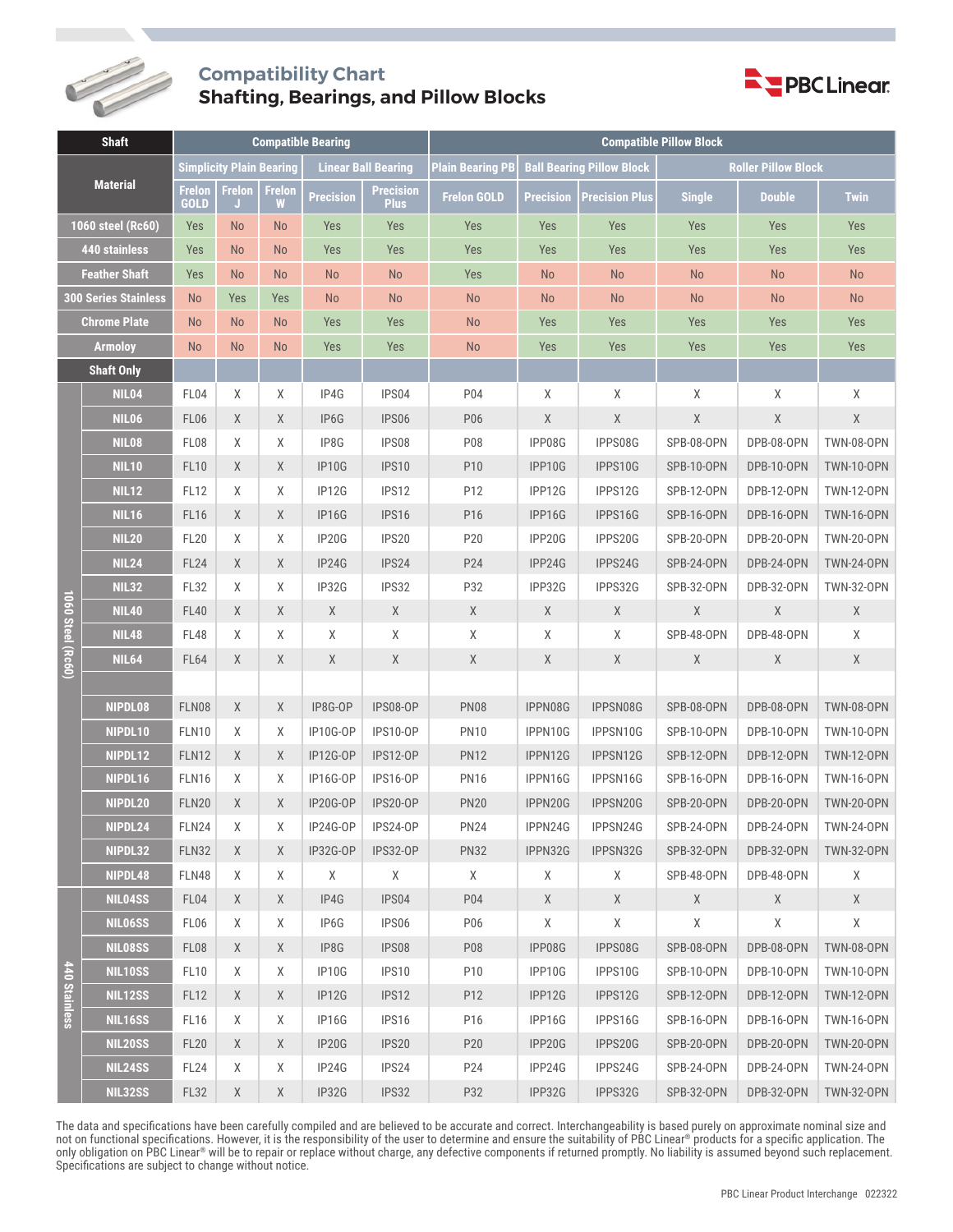## Compatibility Chart

## Shafting, Bearings, and Pillow Blocks

| Shaft | | Compatible Bearing | | | | | Compatible Pillow Block | | | | | |
|---|---|---|---|---|---|---|---|---|---|---|---|---|
| Material | | Simplicity Plain Bearing | | | Linear Ball Bearing | | Plain Bearing PB | Ball Bearing Pillow Block | | Roller Pillow Block | | |
| | | Frelon GOLD | Frelon J | Frelon W | Precision | Precision Plus | Frelon GOLD | Precision | Precision Plus | Single | Double | Twin |
| 1060 steel (Rc60) | | Yes | No | No | Yes | Yes | Yes | Yes | Yes | Yes | Yes | Yes |
| 440 stainless | | Yes | No | No | Yes | Yes | Yes | Yes | Yes | Yes | Yes | Yes |
| Feather Shaft | | Yes | No | No | No | No | Yes | No | No | No | No | No |
| 300 Series Stainless | | No | Yes | Yes | No | No | No | No | No | No | No | No |
| Chrome Plate | | No | No | No | Yes | Yes | No | Yes | Yes | Yes | Yes | Yes |
| Armoloy | | No | No | No | Yes | Yes | No | Yes | Yes | Yes | Yes | Yes |
| Shaft Only | | | | | | | | | | | | |
| 1060 Steel (Rc60) | NIL04 | FL04 | X | X | IP4G | IPS04 | P04 | X | X | X | X | X |
| | NIL06 | FL06 | X | X | IP6G | IPS06 | P06 | X | X | X | X | X |
| | NIL08 | FL08 | X | X | IP8G | IPS08 | P08 | IPP08G | IPPS08G | SPB-08-OPN | DPB-08-OPN | TWN-08-OPN |
| | NIL10 | FL10 | X | X | IP10G | IPS10 | P10 | IPP10G | IPPS10G | SPB-10-OPN | DPB-10-OPN | TWN-10-OPN |
| | NIL12 | FL12 | X | X | IP12G | IPS12 | P12 | IPP12G | IPPS12G | SPB-12-OPN | DPB-12-OPN | TWN-12-OPN |
| | NIL16 | FL16 | X | X | IP16G | IPS16 | P16 | IPP16G | IPPS16G | SPB-16-OPN | DPB-16-OPN | TWN-16-OPN |
| | NIL20 | FL20 | X | X | IP20G | IPS20 | P20 | IPP20G | IPPS20G | SPB-20-OPN | DPB-20-OPN | TWN-20-OPN |
| | NIL24 | FL24 | X | X | IP24G | IPS24 | P24 | IPP24G | IPPS24G | SPB-24-OPN | DPB-24-OPN | TWN-24-OPN |
| | NIL32 | FL32 | X | X | IP32G | IPS32 | P32 | IPP32G | IPPS32G | SPB-32-OPN | DPB-32-OPN | TWN-32-OPN |
| | NIL40 | FL40 | X | X | X | X | X | X | X | X | X | X |
| | NIL48 | FL48 | X | X | X | X | X | X | X | SPB-48-OPN | DPB-48-OPN | X |
| | NIL64 | FL64 | X | X | X | X | X | X | X | X | X | X |
| | | | | | | | | | | | | |
| | NIPDL08 | FLN08 | X | X | IP8G-OP | IPS08-OP | PN08 | IPPN08G | IPPSN08G | SPB-08-OPN | DPB-08-OPN | TWN-08-OPN |
| | NIPDL10 | FLN10 | X | X | IP10G-OP | IPS10-OP | PN10 | IPPN10G | IPPSN10G | SPB-10-OPN | DPB-10-OPN | TWN-10-OPN |
| | NIPDL12 | FLN12 | X | X | IP12G-OP | IPS12-OP | PN12 | IPPN12G | IPPSN12G | SPB-12-OPN | DPB-12-OPN | TWN-12-OPN |
| | NIPDL16 | FLN16 | X | X | IP16G-OP | IPS16-OP | PN16 | IPPN16G | IPPSN16G | SPB-16-OPN | DPB-16-OPN | TWN-16-OPN |
| | NIPDL20 | FLN20 | X | X | IP20G-OP | IPS20-OP | PN20 | IPPN20G | IPPSN20G | SPB-20-OPN | DPB-20-OPN | TWN-20-OPN |
| | NIPDL24 | FLN24 | X | X | IP24G-OP | IPS24-OP | PN24 | IPPN24G | IPPSN24G | SPB-24-OPN | DPB-24-OPN | TWN-24-OPN |
| | NIPDL32 | FLN32 | X | X | IP32G-OP | IPS32-OP | PN32 | IPPN32G | IPPSN32G | SPB-32-OPN | DPB-32-OPN | TWN-32-OPN |
| | NIPDL48 | FLN48 | X | X | X | X | X | X | X | SPB-48-OPN | DPB-48-OPN | X |
| 440 Stainless | NIL04SS | FL04 | X | X | IP4G | IPS04 | P04 | X | X | X | X | X |
| | NIL06SS | FL06 | X | X | IP6G | IPS06 | P06 | X | X | X | X | X |
| | NIL08SS | FL08 | X | X | IP8G | IPS08 | P08 | IPP08G | IPPS08G | SPB-08-OPN | DPB-08-OPN | TWN-08-OPN |
| | NIL10SS | FL10 | X | X | IP10G | IPS10 | P10 | IPP10G | IPPS10G | SPB-10-OPN | DPB-10-OPN | TWN-10-OPN |
| | NIL12SS | FL12 | X | X | IP12G | IPS12 | P12 | IPP12G | IPPS12G | SPB-12-OPN | DPB-12-OPN | TWN-12-OPN |
| | NIL16SS | FL16 | X | X | IP16G | IPS16 | P16 | IPP16G | IPPS16G | SPB-16-OPN | DPB-16-OPN | TWN-16-OPN |
| | NIL20SS | FL20 | X | X | IP20G | IPS20 | P20 | IPP20G | IPPS20G | SPB-20-OPN | DPB-20-OPN | TWN-20-OPN |
| | NIL24SS | FL24 | X | X | IP24G | IPS24 | P24 | IPP24G | IPPS24G | SPB-24-OPN | DPB-24-OPN | TWN-24-OPN |
| | NIL32SS | FL32 | X | X | IP32G | IPS32 | P32 | IPP32G | IPPS32G | SPB-32-OPN | DPB-32-OPN | TWN-32-OPN |

The data and specifications have been carefully compiled and are believed to be accurate and correct. Interchangeability is based purely on approximate nominal size and not on functional specifications. However, it is the responsibility of the user to determine and ensure the suitability of PBC Linear® products for a specific application. The only obligation on PBC Linear® will be to repair or replace without charge, any defective components if returned promptly. No liability is assumed beyond such replacement. Specifications are subject to change without notice.

PBC Linear Product Interchange 022322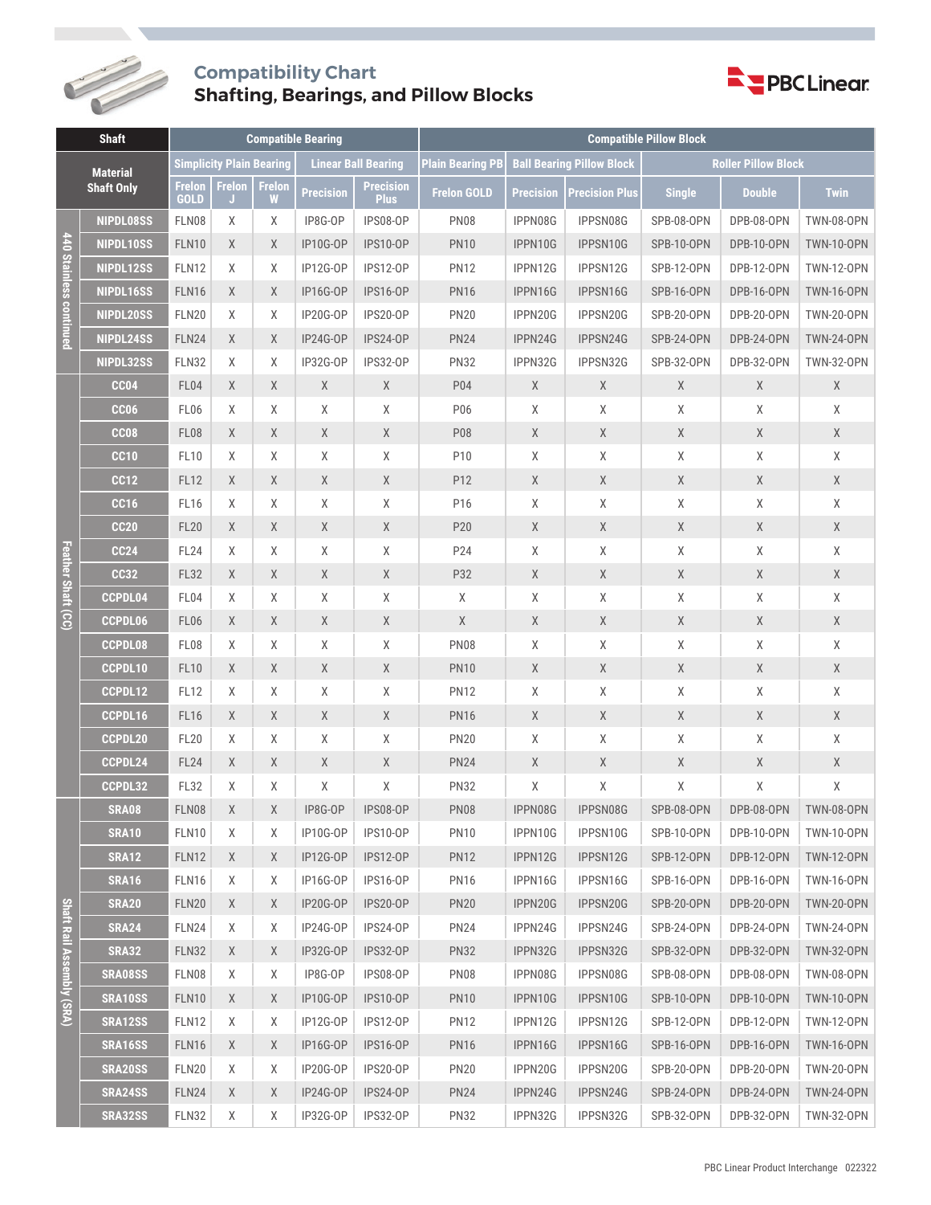## Compatibility Chart
### Shafting, Bearings, and Pillow Blocks

| | Shaft | Compatible Bearing | | | | | Compatible Pillow Block | | | | | |
|---|---|---|---|---|---|---|---|---|---|---|---|---|
| | Material | Simplicity Plain Bearing | | | Linear Ball Bearing | | Plain Bearing PB | Ball Bearing Pillow Block | | Roller Pillow Block | | |
| | Shaft Only | Frelon GOLD | Frelon J | Frelon W | Precision | Precision Plus | Frelon GOLD | Precision | Precision Plus | Single | Double | Twin |
| 440 Stainless continued | NIPDL08SS | FLN08 | X | X | IP8G-OP | IPS08-OP | PN08 | IPPN08G | IPPSN08G | SPB-08-OPN | DPB-08-OPN | TWN-08-OPN |
| | NIPDL10SS | FLN10 | X | X | IP10G-OP | IPS10-OP | PN10 | IPPN10G | IPPSN10G | SPB-10-OPN | DPB-10-OPN | TWN-10-OPN |
| | NIPDL12SS | FLN12 | X | X | IP12G-OP | IPS12-OP | PN12 | IPPN12G | IPPSN12G | SPB-12-OPN | DPB-12-OPN | TWN-12-OPN |
| | NIPDL16SS | FLN16 | X | X | IP16G-OP | IPS16-OP | PN16 | IPPN16G | IPPSN16G | SPB-16-OPN | DPB-16-OPN | TWN-16-OPN |
| | NIPDL20SS | FLN20 | X | X | IP20G-OP | IPS20-OP | PN20 | IPPN20G | IPPSN20G | SPB-20-OPN | DPB-20-OPN | TWN-20-OPN |
| | NIPDL24SS | FLN24 | X | X | IP24G-OP | IPS24-OP | PN24 | IPPN24G | IPPSN24G | SPB-24-OPN | DPB-24-OPN | TWN-24-OPN |
| | NIPDL32SS | FLN32 | X | X | IP32G-OP | IPS32-OP | PN32 | IPPN32G | IPPSN32G | SPB-32-OPN | DPB-32-OPN | TWN-32-OPN |
| Feather Shaft (CC) | CC04 | FL04 | X | X | X | X | P04 | X | X | X | X | X |
| | CC06 | FL06 | X | X | X | X | P06 | X | X | X | X | X |
| | CC08 | FL08 | X | X | X | X | P08 | X | X | X | X | X |
| | CC10 | FL10 | X | X | X | X | P10 | X | X | X | X | X |
| | CC12 | FL12 | X | X | X | X | P12 | X | X | X | X | X |
| | CC16 | FL16 | X | X | X | X | P16 | X | X | X | X | X |
| | CC20 | FL20 | X | X | X | X | P20 | X | X | X | X | X |
| | CC24 | FL24 | X | X | X | X | P24 | X | X | X | X | X |
| | CC32 | FL32 | X | X | X | X | P32 | X | X | X | X | X |
| | CCPDL04 | FL04 | X | X | X | X | X | X | X | X | X | X |
| | CCPDL06 | FL06 | X | X | X | X | X | X | X | X | X | X |
| | CCPDL08 | FL08 | X | X | X | X | PN08 | X | X | X | X | X |
| | CCPDL10 | FL10 | X | X | X | X | PN10 | X | X | X | X | X |
| | CCPDL12 | FL12 | X | X | X | X | PN12 | X | X | X | X | X |
| | CCPDL16 | FL16 | X | X | X | X | PN16 | X | X | X | X | X |
| | CCPDL20 | FL20 | X | X | X | X | PN20 | X | X | X | X | X |
| | CCPDL24 | FL24 | X | X | X | X | PN24 | X | X | X | X | X |
| | CCPDL32 | FL32 | X | X | X | X | PN32 | X | X | X | X | X |
| Shaft Rail Assembly (SRA) | SRA08 | FLN08 | X | X | IP8G-OP | IPS08-OP | PN08 | IPPN08G | IPPSN08G | SPB-08-OPN | DPB-08-OPN | TWN-08-OPN |
| | SRA10 | FLN10 | X | X | IP10G-OP | IPS10-OP | PN10 | IPPN10G | IPPSN10G | SPB-10-OPN | DPB-10-OPN | TWN-10-OPN |
| | SRA12 | FLN12 | X | X | IP12G-OP | IPS12-OP | PN12 | IPPN12G | IPPSN12G | SPB-12-OPN | DPB-12-OPN | TWN-12-OPN |
| | SRA16 | FLN16 | X | X | IP16G-OP | IPS16-OP | PN16 | IPPN16G | IPPSN16G | SPB-16-OPN | DPB-16-OPN | TWN-16-OPN |
| | SRA20 | FLN20 | X | X | IP20G-OP | IPS20-OP | PN20 | IPPN20G | IPPSN20G | SPB-20-OPN | DPB-20-OPN | TWN-20-OPN |
| | SRA24 | FLN24 | X | X | IP24G-OP | IPS24-OP | PN24 | IPPN24G | IPPSN24G | SPB-24-OPN | DPB-24-OPN | TWN-24-OPN |
| | SRA32 | FLN32 | X | X | IP32G-OP | IPS32-OP | PN32 | IPPN32G | IPPSN32G | SPB-32-OPN | DPB-32-OPN | TWN-32-OPN |
| | SRA08SS | FLN08 | X | X | IP8G-OP | IPS08-OP | PN08 | IPPN08G | IPPSN08G | SPB-08-OPN | DPB-08-OPN | TWN-08-OPN |
| | SRA10SS | FLN10 | X | X | IP10G-OP | IPS10-OP | PN10 | IPPN10G | IPPSN10G | SPB-10-OPN | DPB-10-OPN | TWN-10-OPN |
| | SRA12SS | FLN12 | X | X | IP12G-OP | IPS12-OP | PN12 | IPPN12G | IPPSN12G | SPB-12-OPN | DPB-12-OPN | TWN-12-OPN |
| | SRA16SS | FLN16 | X | X | IP16G-OP | IPS16-OP | PN16 | IPPN16G | IPPSN16G | SPB-16-OPN | DPB-16-OPN | TWN-16-OPN |
| | SRA20SS | FLN20 | X | X | IP20G-OP | IPS20-OP | PN20 | IPPN20G | IPPSN20G | SPB-20-OPN | DPB-20-OPN | TWN-20-OPN |
| | SRA24SS | FLN24 | X | X | IP24G-OP | IPS24-OP | PN24 | IPPN24G | IPPSN24G | SPB-24-OPN | DPB-24-OPN | TWN-24-OPN |
| | SRA32SS | FLN32 | X | X | IP32G-OP | IPS32-OP | PN32 | IPPN32G | IPPSN32G | SPB-32-OPN | DPB-32-OPN | TWN-32-OPN |

PBC Linear Product Interchange 022322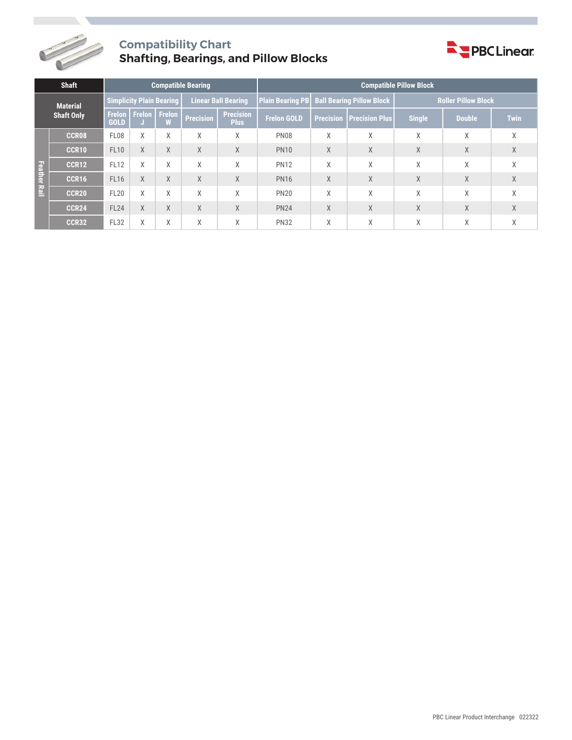## Compatibility Chart
## Shafting, Bearings, and Pillow Blocks

| Shaft | | Compatible Bearing | | | | | Compatible Pillow Block | | | | | |
|---|---|---|---|---|---|---|---|---|---|---|---|---|
| Material Shaft Only | | Simplicity Plain Bearing | | | Linear Ball Bearing | | Plain Bearing PB | Ball Bearing Pillow Block | | Roller Pillow Block | | |
| | | Frelon GOLD | Frelon J | Frelon W | Precision | Precision Plus | Frelon GOLD | Precision | Precision Plus | Single | Double | Twin |
| Feather Rail | CCR08 | FL08 | X | X | X | X | PN08 | X | X | X | X | X |
| | CCR10 | FL10 | X | X | X | X | PN10 | X | X | X | X | X |
| | CCR12 | FL12 | X | X | X | X | PN12 | X | X | X | X | X |
| | CCR16 | FL16 | X | X | X | X | PN16 | X | X | X | X | X |
| | CCR20 | FL20 | X | X | X | X | PN20 | X | X | X | X | X |
| | CCR24 | FL24 | X | X | X | X | PN24 | X | X | X | X | X |
| | CCR32 | FL32 | X | X | X | X | PN32 | X | X | X | X | X |

PBC Linear Product Interchange 022322